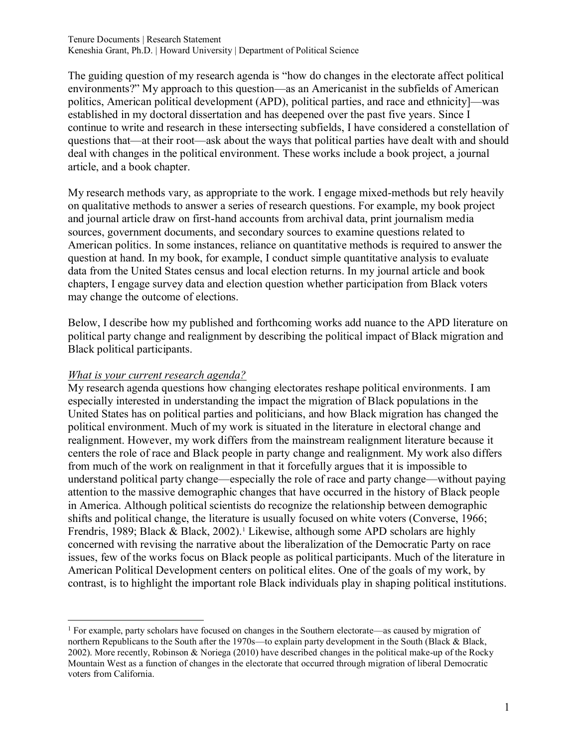The guiding question of my research agenda is "how do changes in the electorate affect political environments?" My approach to this question—as an Americanist in the subfields of American politics, American political development (APD), political parties, and race and ethnicity]—was established in my doctoral dissertation and has deepened over the past five years. Since I continue to write and research in these intersecting subfields, I have considered a constellation of questions that—at their root—ask about the ways that political parties have dealt with and should deal with changes in the political environment. These works include a book project, a journal article, and a book chapter.

My research methods vary, as appropriate to the work. I engage mixed-methods but rely heavily on qualitative methods to answer a series of research questions. For example, my book project and journal article draw on first-hand accounts from archival data, print journalism media sources, government documents, and secondary sources to examine questions related to American politics. In some instances, reliance on quantitative methods is required to answer the question at hand. In my book, for example, I conduct simple quantitative analysis to evaluate data from the United States census and local election returns. In my journal article and book chapters, I engage survey data and election question whether participation from Black voters may change the outcome of elections.

Below, I describe how my published and forthcoming works add nuance to the APD literature on political party change and realignment by describing the political impact of Black migration and Black political participants.

*What is your current research agenda?*

My research agenda questions how changing electorates reshape political environments. I am especially interested in understanding the impact the migration of Black populations in the United States has on political parties and politicians, and how Black migration has changed the political environment. Much of my work is situated in the literature in electoral change and realignment. However, my work differs from the mainstream realignment literature because it centers the role of race and Black people in party change and realignment. My work also differs from much of the work on realignment in that it forcefully argues that it is impossible to understand political party change—especially the role of race and party change—without paying attention to the massive demographic changes that have occurred in the history of Black people in America. Although political scientists do recognize the relationship between demographic shifts and political change, the literature is usually focused on white voters (Converse, 1966; Frendris, 1989; Black & Black, 2002).[1] Likewise, although some APD scholars are highly concerned with revising the narrative about the liberalization of the Democratic Party on race issues, few of the works focus on Black people as political participants. Much of the literature in American Political Development centers on political elites. One of the goals of my work, by contrast, is to highlight the important role Black individuals play in shaping political institutions.

---

[1] For example, party scholars have focused on changes in the Southern electorate—as caused by migration of northern Republicans to the South after the 1970s—to explain party development in the South (Black & Black, 2002). More recently, Robinson & Noriega (2010) have described changes in the political make-up of the Rocky Mountain West as a function of changes in the electorate that occurred through migration of liberal Democratic voters from California.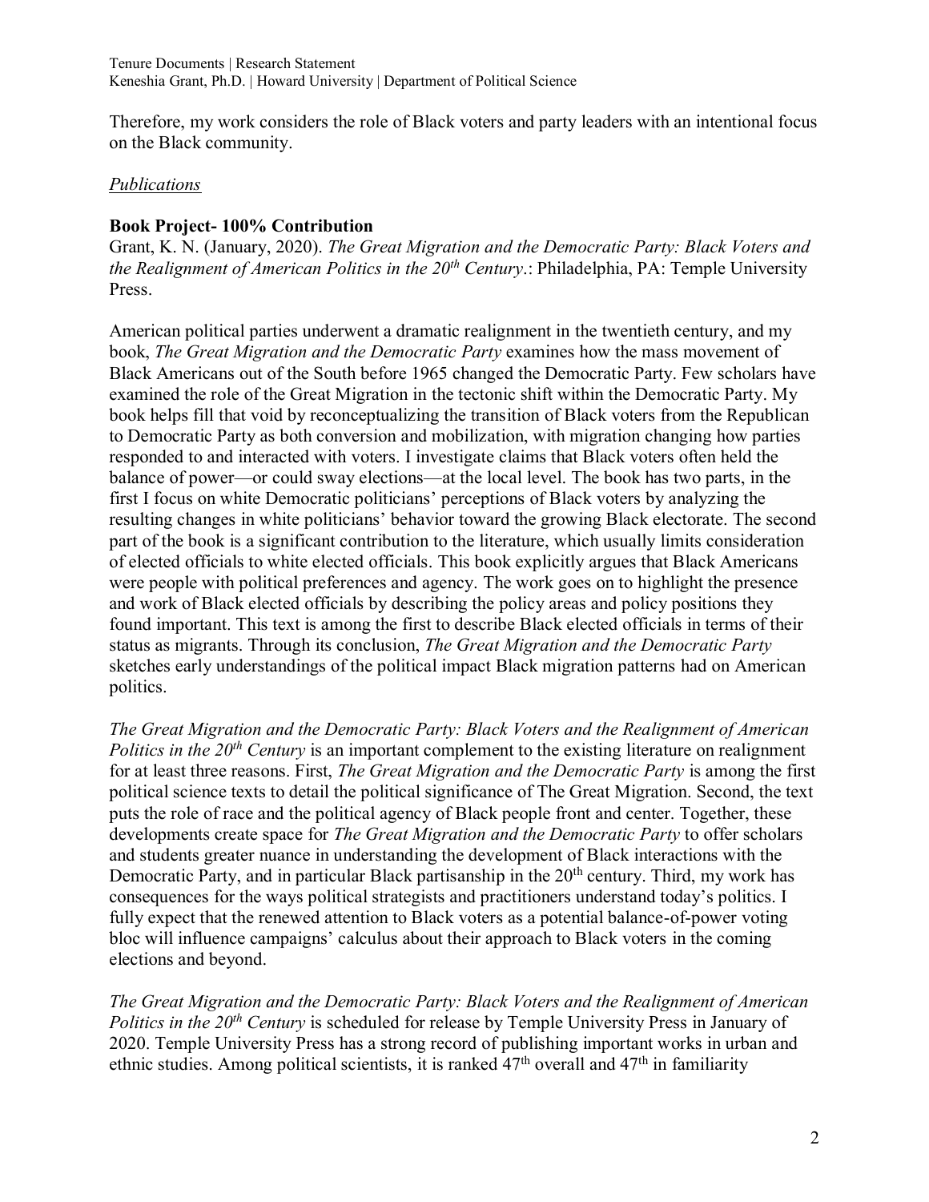Therefore, my work considers the role of Black voters and party leaders with an intentional focus on the Black community.

*Publications*

**Book Project- 100% Contribution**

Grant, K. N. (January, 2020). *The Great Migration and the Democratic Party: Black Voters and the Realignment of American Politics in the 20th Century*.: Philadelphia, PA: Temple University Press.

American political parties underwent a dramatic realignment in the twentieth century, and my book, *The Great Migration and the Democratic Party* examines how the mass movement of Black Americans out of the South before 1965 changed the Democratic Party. Few scholars have examined the role of the Great Migration in the tectonic shift within the Democratic Party. My book helps fill that void by reconceptualizing the transition of Black voters from the Republican to Democratic Party as both conversion and mobilization, with migration changing how parties responded to and interacted with voters. I investigate claims that Black voters often held the balance of power—or could sway elections—at the local level. The book has two parts, in the first I focus on white Democratic politicians' perceptions of Black voters by analyzing the resulting changes in white politicians' behavior toward the growing Black electorate. The second part of the book is a significant contribution to the literature, which usually limits consideration of elected officials to white elected officials. This book explicitly argues that Black Americans were people with political preferences and agency. The work goes on to highlight the presence and work of Black elected officials by describing the policy areas and policy positions they found important. This text is among the first to describe Black elected officials in terms of their status as migrants. Through its conclusion, *The Great Migration and the Democratic Party* sketches early understandings of the political impact Black migration patterns had on American politics.

*The Great Migration and the Democratic Party: Black Voters and the Realignment of American Politics in the 20th Century* is an important complement to the existing literature on realignment for at least three reasons. First, *The Great Migration and the Democratic Party* is among the first political science texts to detail the political significance of The Great Migration. Second, the text puts the role of race and the political agency of Black people front and center. Together, these developments create space for *The Great Migration and the Democratic Party* to offer scholars and students greater nuance in understanding the development of Black interactions with the Democratic Party, and in particular Black partisanship in the 20th century. Third, my work has consequences for the ways political strategists and practitioners understand today's politics. I fully expect that the renewed attention to Black voters as a potential balance-of-power voting bloc will influence campaigns' calculus about their approach to Black voters in the coming elections and beyond.

*The Great Migration and the Democratic Party: Black Voters and the Realignment of American Politics in the 20th Century* is scheduled for release by Temple University Press in January of 2020. Temple University Press has a strong record of publishing important works in urban and ethnic studies. Among political scientists, it is ranked 47th overall and 47th in familiarity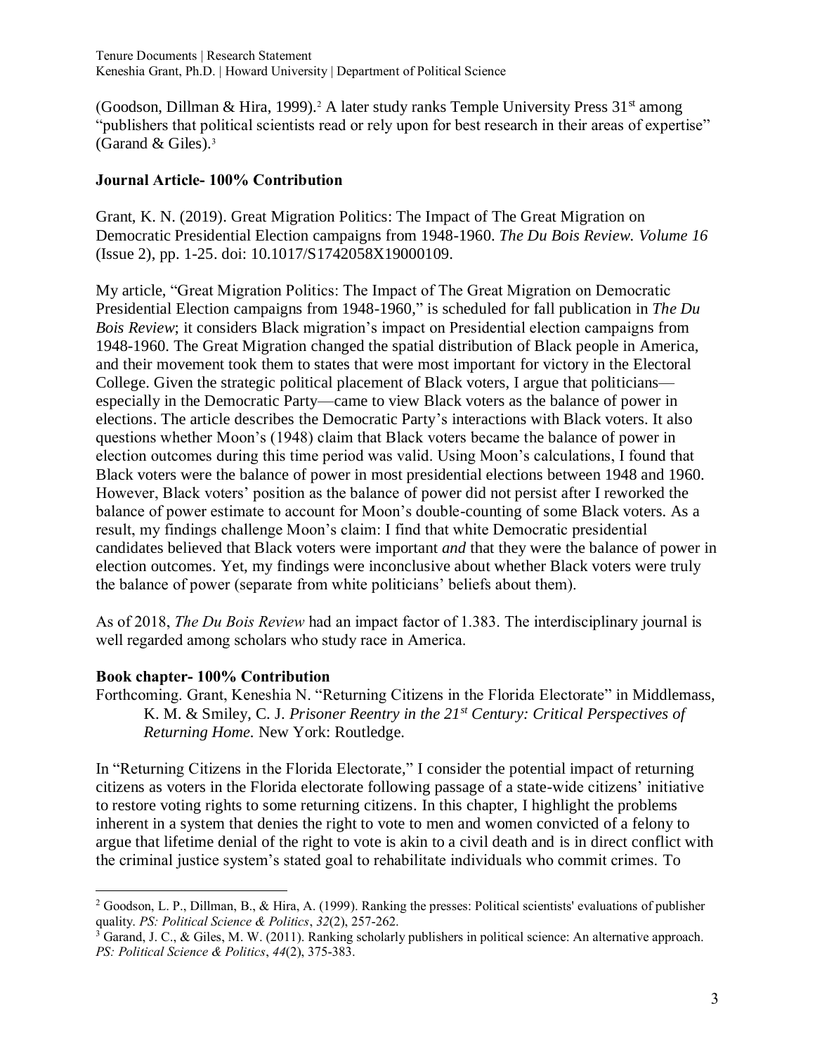(Goodson, Dillman & Hira, 1999).[2] A later study ranks Temple University Press 31st among "publishers that political scientists read or rely upon for best research in their areas of expertise" (Garand & Giles).[3]

**Journal Article- 100% Contribution**

Grant, K. N. (2019). Great Migration Politics: The Impact of The Great Migration on Democratic Presidential Election campaigns from 1948-1960. *The Du Bois Review. Volume 16* (Issue 2), pp. 1-25. doi: 10.1017/S1742058X19000109.

My article, "Great Migration Politics: The Impact of The Great Migration on Democratic Presidential Election campaigns from 1948-1960," is scheduled for fall publication in *The Du Bois Review*; it considers Black migration's impact on Presidential election campaigns from 1948-1960. The Great Migration changed the spatial distribution of Black people in America, and their movement took them to states that were most important for victory in the Electoral College. Given the strategic political placement of Black voters, I argue that politicians—especially in the Democratic Party—came to view Black voters as the balance of power in elections. The article describes the Democratic Party's interactions with Black voters. It also questions whether Moon's (1948) claim that Black voters became the balance of power in election outcomes during this time period was valid. Using Moon's calculations, I found that Black voters were the balance of power in most presidential elections between 1948 and 1960. However, Black voters' position as the balance of power did not persist after I reworked the balance of power estimate to account for Moon's double-counting of some Black voters. As a result, my findings challenge Moon's claim: I find that white Democratic presidential candidates believed that Black voters were important *and* that they were the balance of power in election outcomes. Yet, my findings were inconclusive about whether Black voters were truly the balance of power (separate from white politicians' beliefs about them).

As of 2018, *The Du Bois Review* had an impact factor of 1.383. The interdisciplinary journal is well regarded among scholars who study race in America.

**Book chapter- 100% Contribution**

Forthcoming. Grant, Keneshia N. "Returning Citizens in the Florida Electorate" in Middlemass, K. M. & Smiley, C. J. *Prisoner Reentry in the 21st Century: Critical Perspectives of Returning Home.* New York: Routledge.

In "Returning Citizens in the Florida Electorate," I consider the potential impact of returning citizens as voters in the Florida electorate following passage of a state-wide citizens' initiative to restore voting rights to some returning citizens. In this chapter, I highlight the problems inherent in a system that denies the right to vote to men and women convicted of a felony to argue that lifetime denial of the right to vote is akin to a civil death and is in direct conflict with the criminal justice system's stated goal to rehabilitate individuals who commit crimes. To

[2] Goodson, L. P., Dillman, B., & Hira, A. (1999). Ranking the presses: Political scientists' evaluations of publisher quality. *PS: Political Science & Politics*, *32*(2), 257-262.

[3] Garand, J. C., & Giles, M. W. (2011). Ranking scholarly publishers in political science: An alternative approach. *PS: Political Science & Politics*, *44*(2), 375-383.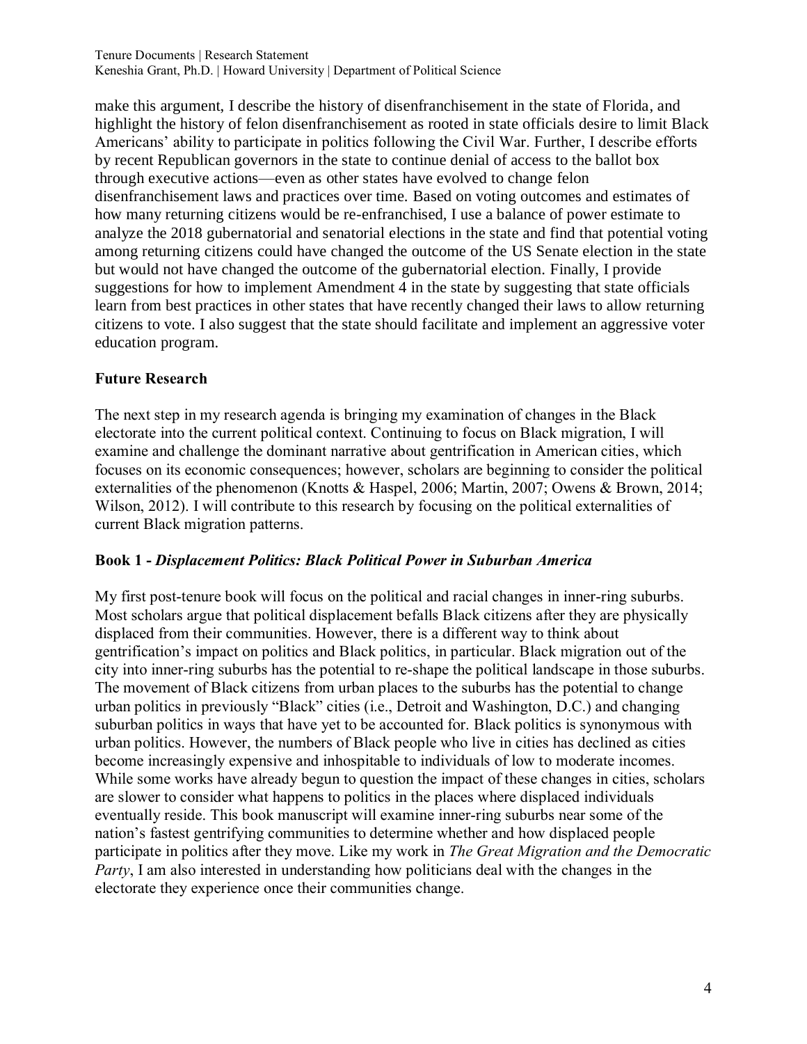make this argument, I describe the history of disenfranchisement in the state of Florida, and highlight the history of felon disenfranchisement as rooted in state officials desire to limit Black Americans' ability to participate in politics following the Civil War. Further, I describe efforts by recent Republican governors in the state to continue denial of access to the ballot box through executive actions—even as other states have evolved to change felon disenfranchisement laws and practices over time. Based on voting outcomes and estimates of how many returning citizens would be re-enfranchised, I use a balance of power estimate to analyze the 2018 gubernatorial and senatorial elections in the state and find that potential voting among returning citizens could have changed the outcome of the US Senate election in the state but would not have changed the outcome of the gubernatorial election. Finally, I provide suggestions for how to implement Amendment 4 in the state by suggesting that state officials learn from best practices in other states that have recently changed their laws to allow returning citizens to vote. I also suggest that the state should facilitate and implement an aggressive voter education program.

## Future Research

The next step in my research agenda is bringing my examination of changes in the Black electorate into the current political context. Continuing to focus on Black migration, I will examine and challenge the dominant narrative about gentrification in American cities, which focuses on its economic consequences; however, scholars are beginning to consider the political externalities of the phenomenon (Knotts & Haspel, 2006; Martin, 2007; Owens & Brown, 2014; Wilson, 2012). I will contribute to this research by focusing on the political externalities of current Black migration patterns.

## Book 1 - *Displacement Politics: Black Political Power in Suburban America*

My first post-tenure book will focus on the political and racial changes in inner-ring suburbs. Most scholars argue that political displacement befalls Black citizens after they are physically displaced from their communities. However, there is a different way to think about gentrification's impact on politics and Black politics, in particular. Black migration out of the city into inner-ring suburbs has the potential to re-shape the political landscape in those suburbs. The movement of Black citizens from urban places to the suburbs has the potential to change urban politics in previously "Black" cities (i.e., Detroit and Washington, D.C.) and changing suburban politics in ways that have yet to be accounted for. Black politics is synonymous with urban politics. However, the numbers of Black people who live in cities has declined as cities become increasingly expensive and inhospitable to individuals of low to moderate incomes. While some works have already begun to question the impact of these changes in cities, scholars are slower to consider what happens to politics in the places where displaced individuals eventually reside. This book manuscript will examine inner-ring suburbs near some of the nation's fastest gentrifying communities to determine whether and how displaced people participate in politics after they move. Like my work in *The Great Migration and the Democratic Party*, I am also interested in understanding how politicians deal with the changes in the electorate they experience once their communities change.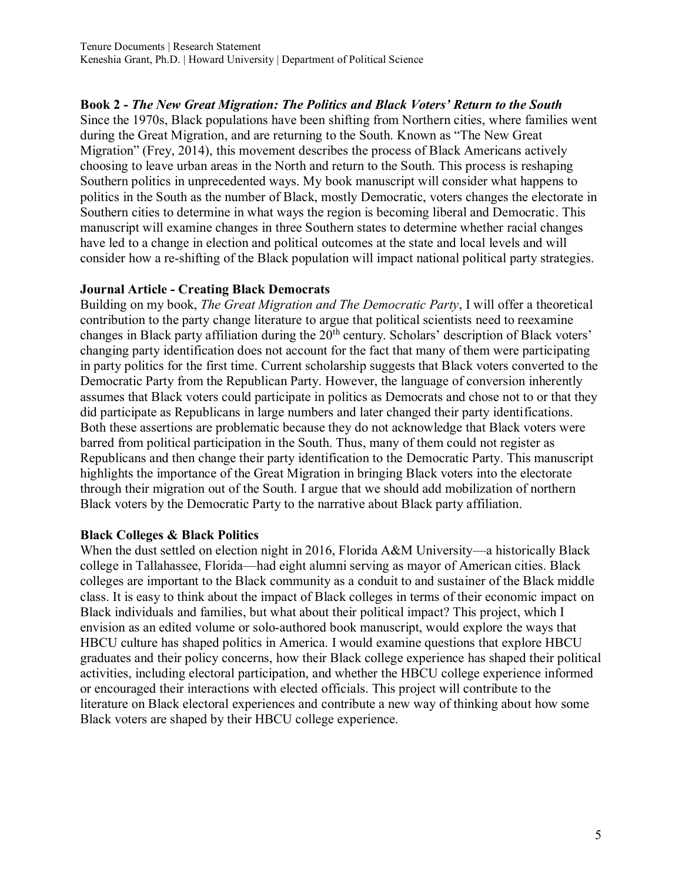### **Book 2 - *The New Great Migration: The Politics and Black Voters' Return to the South***

Since the 1970s, Black populations have been shifting from Northern cities, where families went during the Great Migration, and are returning to the South. Known as "The New Great Migration" (Frey, 2014), this movement describes the process of Black Americans actively choosing to leave urban areas in the North and return to the South. This process is reshaping Southern politics in unprecedented ways. My book manuscript will consider what happens to politics in the South as the number of Black, mostly Democratic, voters changes the electorate in Southern cities to determine in what ways the region is becoming liberal and Democratic. This manuscript will examine changes in three Southern states to determine whether racial changes have led to a change in election and political outcomes at the state and local levels and will consider how a re-shifting of the Black population will impact national political party strategies.

### **Journal Article - Creating Black Democrats**

Building on my book, *The Great Migration and The Democratic Party*, I will offer a theoretical contribution to the party change literature to argue that political scientists need to reexamine changes in Black party affiliation during the 20th century. Scholars' description of Black voters' changing party identification does not account for the fact that many of them were participating in party politics for the first time. Current scholarship suggests that Black voters converted to the Democratic Party from the Republican Party. However, the language of conversion inherently assumes that Black voters could participate in politics as Democrats and chose not to or that they did participate as Republicans in large numbers and later changed their party identifications. Both these assertions are problematic because they do not acknowledge that Black voters were barred from political participation in the South. Thus, many of them could not register as Republicans and then change their party identification to the Democratic Party. This manuscript highlights the importance of the Great Migration in bringing Black voters into the electorate through their migration out of the South. I argue that we should add mobilization of northern Black voters by the Democratic Party to the narrative about Black party affiliation.

### **Black Colleges & Black Politics**

When the dust settled on election night in 2016, Florida A&M University—a historically Black college in Tallahassee, Florida—had eight alumni serving as mayor of American cities. Black colleges are important to the Black community as a conduit to and sustainer of the Black middle class. It is easy to think about the impact of Black colleges in terms of their economic impact on Black individuals and families, but what about their political impact? This project, which I envision as an edited volume or solo-authored book manuscript, would explore the ways that HBCU culture has shaped politics in America. I would examine questions that explore HBCU graduates and their policy concerns, how their Black college experience has shaped their political activities, including electoral participation, and whether the HBCU college experience informed or encouraged their interactions with elected officials. This project will contribute to the literature on Black electoral experiences and contribute a new way of thinking about how some Black voters are shaped by their HBCU college experience.